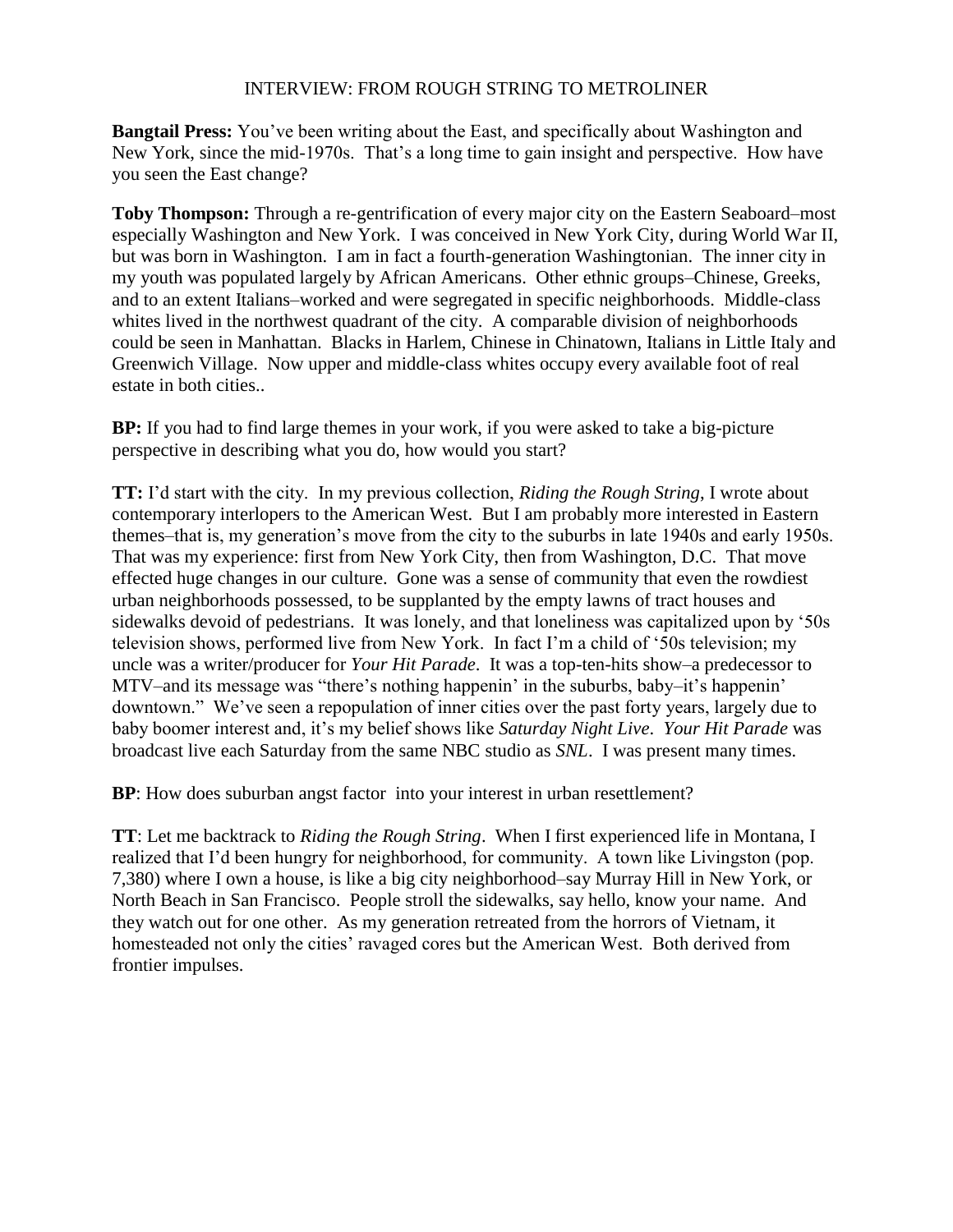# INTERVIEW: FROM ROUGH STRING TO METROLINER

**Bangtail Press:** You've been writing about the East, and specifically about Washington and New York, since the mid-1970s. That's a long time to gain insight and perspective. How have you seen the East change?

**Toby Thompson:** Through a re-gentrification of every major city on the Eastern Seaboard–most especially Washington and New York. I was conceived in New York City, during World War II, but was born in Washington. I am in fact a fourth-generation Washingtonian. The inner city in my youth was populated largely by African Americans. Other ethnic groups–Chinese, Greeks, and to an extent Italians–worked and were segregated in specific neighborhoods. Middle-class whites lived in the northwest quadrant of the city. A comparable division of neighborhoods could be seen in Manhattan. Blacks in Harlem, Chinese in Chinatown, Italians in Little Italy and Greenwich Village. Now upper and middle-class whites occupy every available foot of real estate in both cities..

**BP:** If you had to find large themes in your work, if you were asked to take a big-picture perspective in describing what you do, how would you start?

**TT:** I'd start with the city. In my previous collection, *Riding the Rough String*, I wrote about contemporary interlopers to the American West. But I am probably more interested in Eastern themes–that is, my generation's move from the city to the suburbs in late 1940s and early 1950s. That was my experience: first from New York City, then from Washington, D.C. That move effected huge changes in our culture. Gone was a sense of community that even the rowdiest urban neighborhoods possessed, to be supplanted by the empty lawns of tract houses and sidewalks devoid of pedestrians. It was lonely, and that loneliness was capitalized upon by '50s television shows, performed live from New York. In fact I'm a child of '50s television; my uncle was a writer/producer for *Your Hit Parade*. It was a top-ten-hits show–a predecessor to MTV–and its message was "there's nothing happenin' in the suburbs, baby–it's happenin' downtown." We've seen a repopulation of inner cities over the past forty years, largely due to baby boomer interest and, it's my belief shows like *Saturday Night Live*. *Your Hit Parade* was broadcast live each Saturday from the same NBC studio as *SNL*. I was present many times.

**BP**: How does suburban angst factor into your interest in urban resettlement?

**TT**: Let me backtrack to *Riding the Rough String*. When I first experienced life in Montana, I realized that I'd been hungry for neighborhood, for community. A town like Livingston (pop. 7,380) where I own a house, is like a big city neighborhood–say Murray Hill in New York, or North Beach in San Francisco. People stroll the sidewalks, say hello, know your name. And they watch out for one other. As my generation retreated from the horrors of Vietnam, it homesteaded not only the cities' ravaged cores but the American West. Both derived from frontier impulses.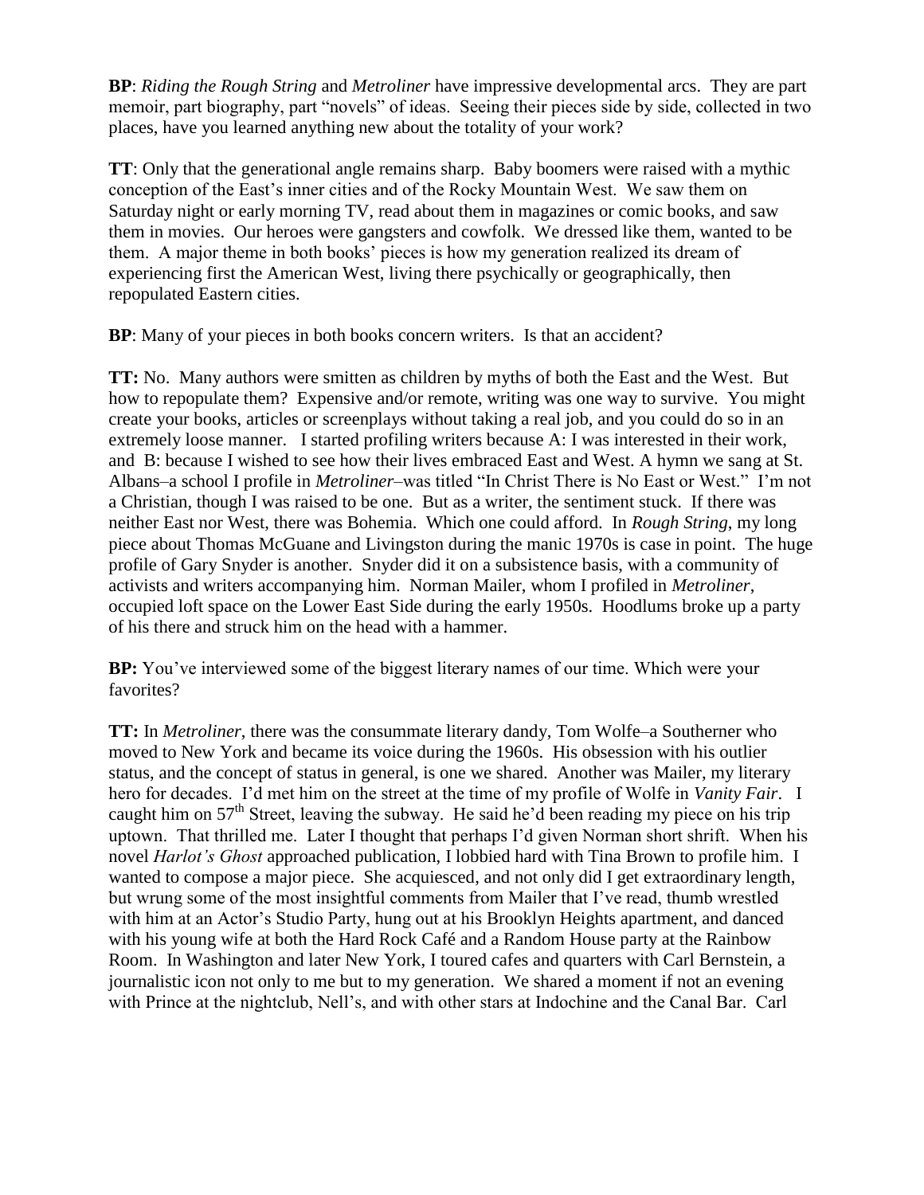**BP**: *Riding the Rough String* and *Metroliner* have impressive developmental arcs. They are part memoir, part biography, part "novels" of ideas. Seeing their pieces side by side, collected in two places, have you learned anything new about the totality of your work?

**TT**: Only that the generational angle remains sharp. Baby boomers were raised with a mythic conception of the East's inner cities and of the Rocky Mountain West. We saw them on Saturday night or early morning TV, read about them in magazines or comic books, and saw them in movies. Our heroes were gangsters and cowfolk. We dressed like them, wanted to be them. A major theme in both books' pieces is how my generation realized its dream of experiencing first the American West, living there psychically or geographically, then repopulated Eastern cities.

**BP**: Many of your pieces in both books concern writers. Is that an accident?

**TT:** No. Many authors were smitten as children by myths of both the East and the West. But how to repopulate them? Expensive and/or remote, writing was one way to survive. You might create your books, articles or screenplays without taking a real job, and you could do so in an extremely loose manner. I started profiling writers because A: I was interested in their work, and B: because I wished to see how their lives embraced East and West. A hymn we sang at St. Albans–a school I profile in *Metroliner*–was titled "In Christ There is No East or West." I'm not a Christian, though I was raised to be one. But as a writer, the sentiment stuck. If there was neither East nor West, there was Bohemia. Which one could afford. In *Rough String*, my long piece about Thomas McGuane and Livingston during the manic 1970s is case in point. The huge profile of Gary Snyder is another. Snyder did it on a subsistence basis, with a community of activists and writers accompanying him. Norman Mailer, whom I profiled in *Metroliner*, occupied loft space on the Lower East Side during the early 1950s. Hoodlums broke up a party of his there and struck him on the head with a hammer.

**BP:** You've interviewed some of the biggest literary names of our time. Which were your favorites?

**TT:** In *Metroliner*, there was the consummate literary dandy, Tom Wolfe–a Southerner who moved to New York and became its voice during the 1960s. His obsession with his outlier status, and the concept of status in general, is one we shared. Another was Mailer, my literary hero for decades. I'd met him on the street at the time of my profile of Wolfe in *Vanity Fair*. I caught him on 57th Street, leaving the subway. He said he'd been reading my piece on his trip uptown. That thrilled me. Later I thought that perhaps I'd given Norman short shrift. When his novel *Harlot's Ghost* approached publication, I lobbied hard with Tina Brown to profile him. I wanted to compose a major piece. She acquiesced, and not only did I get extraordinary length, but wrung some of the most insightful comments from Mailer that I've read, thumb wrestled with him at an Actor's Studio Party, hung out at his Brooklyn Heights apartment, and danced with his young wife at both the Hard Rock Café and a Random House party at the Rainbow Room. In Washington and later New York, I toured cafes and quarters with Carl Bernstein, a journalistic icon not only to me but to my generation. We shared a moment if not an evening with Prince at the nightclub, Nell's, and with other stars at Indochine and the Canal Bar. Carl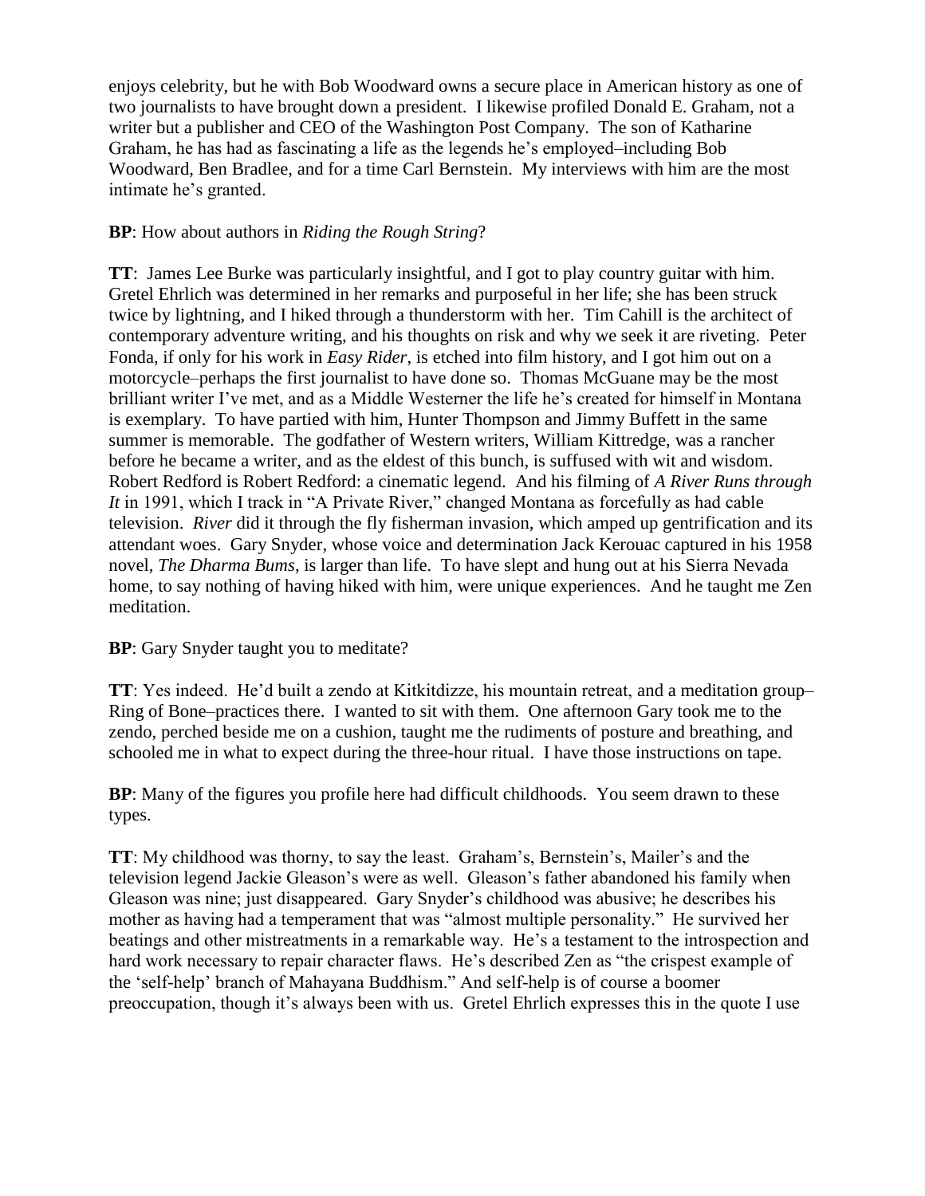enjoys celebrity, but he with Bob Woodward owns a secure place in American history as one of two journalists to have brought down a president. I likewise profiled Donald E. Graham, not a writer but a publisher and CEO of the Washington Post Company. The son of Katharine Graham, he has had as fascinating a life as the legends he's employed–including Bob Woodward, Ben Bradlee, and for a time Carl Bernstein. My interviews with him are the most intimate he's granted.

**BP**: How about authors in *Riding the Rough String*?

**TT**: James Lee Burke was particularly insightful, and I got to play country guitar with him. Gretel Ehrlich was determined in her remarks and purposeful in her life; she has been struck twice by lightning, and I hiked through a thunderstorm with her. Tim Cahill is the architect of contemporary adventure writing, and his thoughts on risk and why we seek it are riveting. Peter Fonda, if only for his work in *Easy Rider*, is etched into film history, and I got him out on a motorcycle–perhaps the first journalist to have done so. Thomas McGuane may be the most brilliant writer I've met, and as a Middle Westerner the life he's created for himself in Montana is exemplary. To have partied with him, Hunter Thompson and Jimmy Buffett in the same summer is memorable. The godfather of Western writers, William Kittredge, was a rancher before he became a writer, and as the eldest of this bunch, is suffused with wit and wisdom. Robert Redford is Robert Redford: a cinematic legend. And his filming of *A River Runs through It* in 1991, which I track in "A Private River," changed Montana as forcefully as had cable television. *River* did it through the fly fisherman invasion, which amped up gentrification and its attendant woes. Gary Snyder, whose voice and determination Jack Kerouac captured in his 1958 novel, *The Dharma Bums*, is larger than life. To have slept and hung out at his Sierra Nevada home, to say nothing of having hiked with him, were unique experiences. And he taught me Zen meditation.

**BP**: Gary Snyder taught you to meditate?

**TT**: Yes indeed. He'd built a zendo at Kitkitdizze, his mountain retreat, and a meditation group–Ring of Bone–practices there. I wanted to sit with them. One afternoon Gary took me to the zendo, perched beside me on a cushion, taught me the rudiments of posture and breathing, and schooled me in what to expect during the three-hour ritual. I have those instructions on tape.

**BP**: Many of the figures you profile here had difficult childhoods. You seem drawn to these types.

**TT**: My childhood was thorny, to say the least. Graham's, Bernstein's, Mailer's and the television legend Jackie Gleason's were as well. Gleason's father abandoned his family when Gleason was nine; just disappeared. Gary Snyder's childhood was abusive; he describes his mother as having had a temperament that was "almost multiple personality." He survived her beatings and other mistreatments in a remarkable way. He's a testament to the introspection and hard work necessary to repair character flaws. He's described Zen as "the crispest example of the 'self-help' branch of Mahayana Buddhism." And self-help is of course a boomer preoccupation, though it's always been with us. Gretel Ehrlich expresses this in the quote I use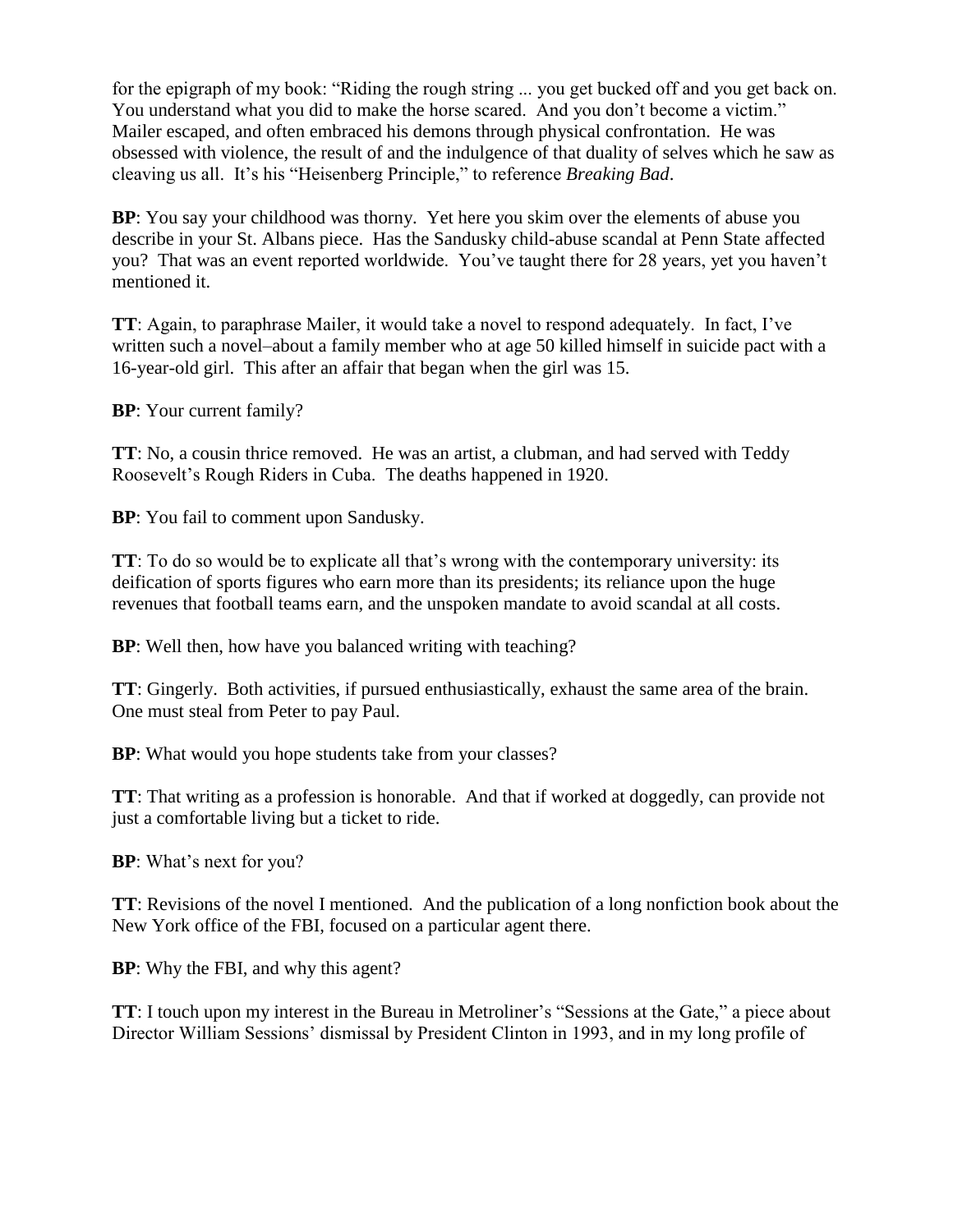for the epigraph of my book: "Riding the rough string ... you get bucked off and you get back on. You understand what you did to make the horse scared. And you don't become a victim." Mailer escaped, and often embraced his demons through physical confrontation. He was obsessed with violence, the result of and the indulgence of that duality of selves which he saw as cleaving us all. It's his "Heisenberg Principle," to reference *Breaking Bad*.

**BP**: You say your childhood was thorny. Yet here you skim over the elements of abuse you describe in your St. Albans piece. Has the Sandusky child-abuse scandal at Penn State affected you? That was an event reported worldwide. You've taught there for 28 years, yet you haven't mentioned it.

**TT**: Again, to paraphrase Mailer, it would take a novel to respond adequately. In fact, I've written such a novel–about a family member who at age 50 killed himself in suicide pact with a 16-year-old girl. This after an affair that began when the girl was 15.

**BP**: Your current family?

**TT**: No, a cousin thrice removed. He was an artist, a clubman, and had served with Teddy Roosevelt's Rough Riders in Cuba. The deaths happened in 1920.

**BP**: You fail to comment upon Sandusky.

**TT**: To do so would be to explicate all that's wrong with the contemporary university: its deification of sports figures who earn more than its presidents; its reliance upon the huge revenues that football teams earn, and the unspoken mandate to avoid scandal at all costs.

**BP**: Well then, how have you balanced writing with teaching?

**TT**: Gingerly. Both activities, if pursued enthusiastically, exhaust the same area of the brain. One must steal from Peter to pay Paul.

**BP**: What would you hope students take from your classes?

**TT**: That writing as a profession is honorable. And that if worked at doggedly, can provide not just a comfortable living but a ticket to ride.

**BP**: What's next for you?

**TT**: Revisions of the novel I mentioned. And the publication of a long nonfiction book about the New York office of the FBI, focused on a particular agent there.

**BP**: Why the FBI, and why this agent?

**TT**: I touch upon my interest in the Bureau in Metroliner's "Sessions at the Gate," a piece about Director William Sessions' dismissal by President Clinton in 1993, and in my long profile of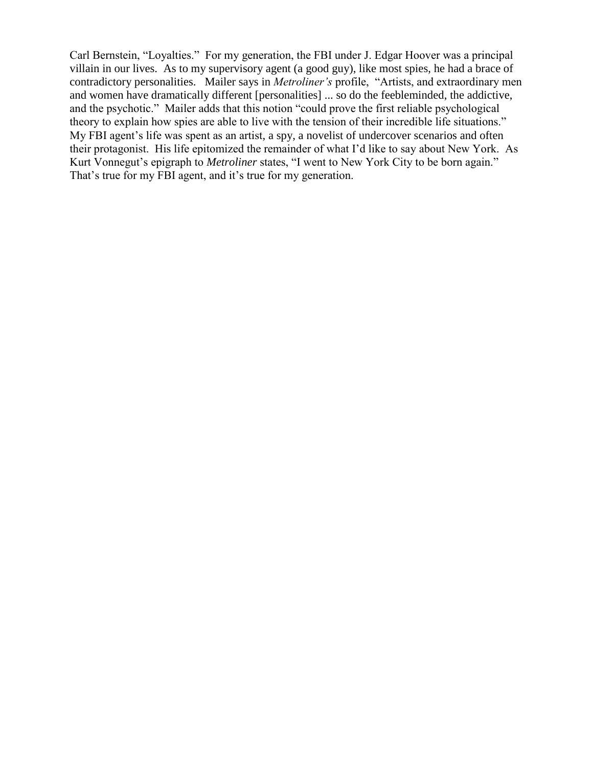Carl Bernstein, "Loyalties." For my generation, the FBI under J. Edgar Hoover was a principal villain in our lives. As to my supervisory agent (a good guy), like most spies, he had a brace of contradictory personalities. Mailer says in *Metroliner's* profile, "Artists, and extraordinary men and women have dramatically different [personalities] ... so do the feebleminded, the addictive, and the psychotic." Mailer adds that this notion "could prove the first reliable psychological theory to explain how spies are able to live with the tension of their incredible life situations." My FBI agent's life was spent as an artist, a spy, a novelist of undercover scenarios and often their protagonist. His life epitomized the remainder of what I'd like to say about New York. As Kurt Vonnegut's epigraph to *Metroliner* states, "I went to New York City to be born again." That's true for my FBI agent, and it's true for my generation.